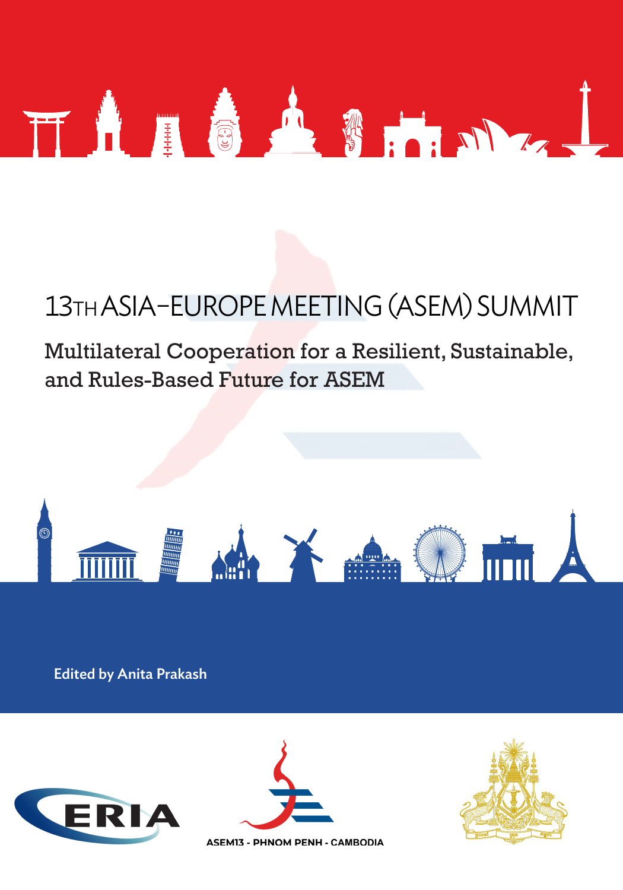# 13TH ASIA–EUROPE MEETING (ASEM) SUMMIT

## Multilateral Cooperation for a Resilient, Sustainable, and Rules-Based Future for ASEM

**Edited by Anita Prakash**

ERIA

ASEM13 - PHNOM PENH - CAMBODIA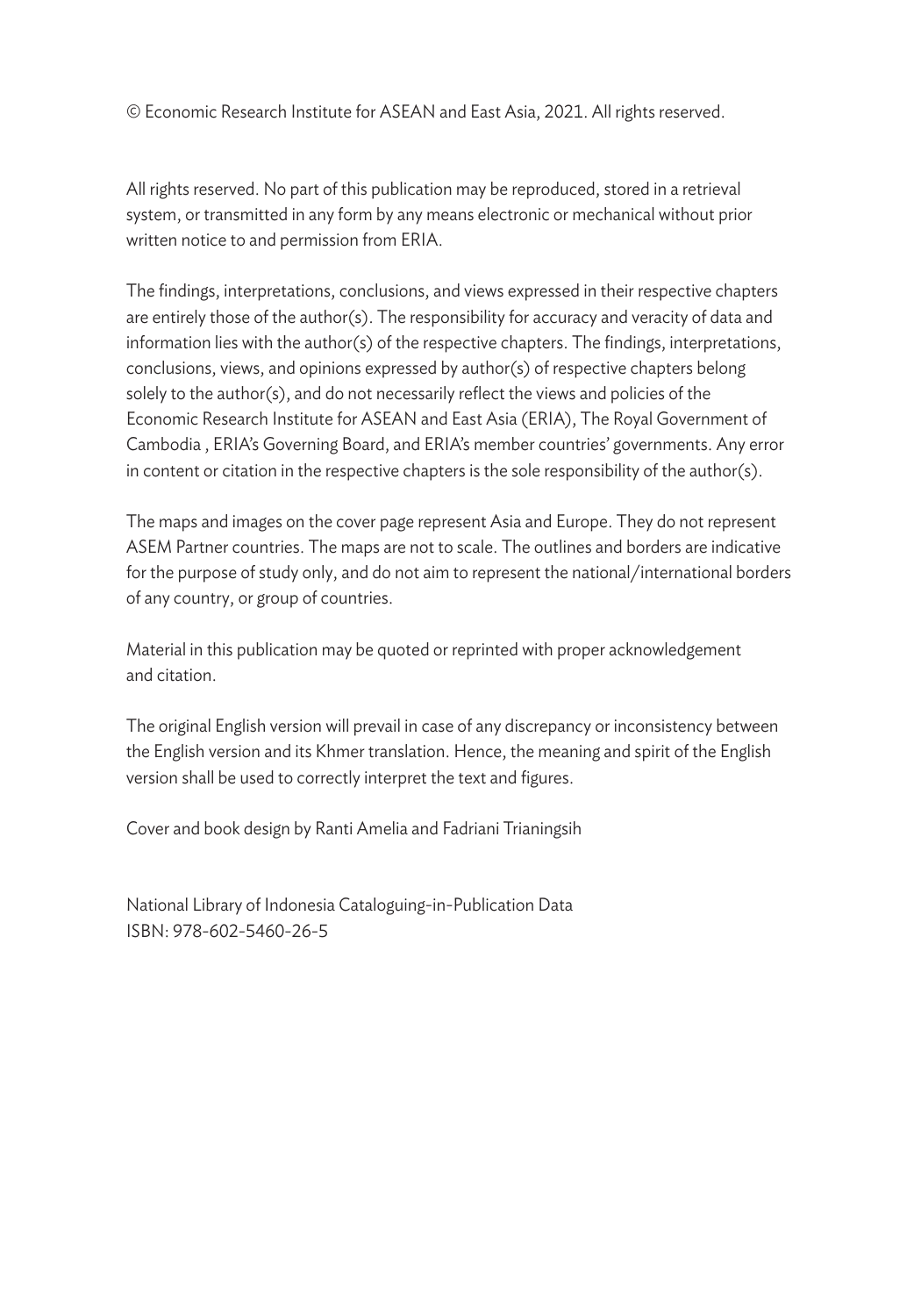© Economic Research Institute for ASEAN and East Asia, 2021. All rights reserved.

All rights reserved. No part of this publication may be reproduced, stored in a retrieval system, or transmitted in any form by any means electronic or mechanical without prior written notice to and permission from ERIA.

The findings, interpretations, conclusions, and views expressed in their respective chapters are entirely those of the author(s). The responsibility for accuracy and veracity of data and information lies with the author(s) of the respective chapters. The findings, interpretations, conclusions, views, and opinions expressed by author(s) of respective chapters belong solely to the author(s), and do not necessarily reflect the views and policies of the Economic Research Institute for ASEAN and East Asia (ERIA), The Royal Government of Cambodia , ERIA's Governing Board, and ERIA's member countries' governments. Any error in content or citation in the respective chapters is the sole responsibility of the author(s).

The maps and images on the cover page represent Asia and Europe. They do not represent ASEM Partner countries. The maps are not to scale. The outlines and borders are indicative for the purpose of study only, and do not aim to represent the national/international borders of any country, or group of countries.

Material in this publication may be quoted or reprinted with proper acknowledgement and citation.

The original English version will prevail in case of any discrepancy or inconsistency between the English version and its Khmer translation. Hence, the meaning and spirit of the English version shall be used to correctly interpret the text and figures.

Cover and book design by Ranti Amelia and Fadriani Trianingsih

National Library of Indonesia Cataloguing-in-Publication Data
ISBN: 978-602-5460-26-5